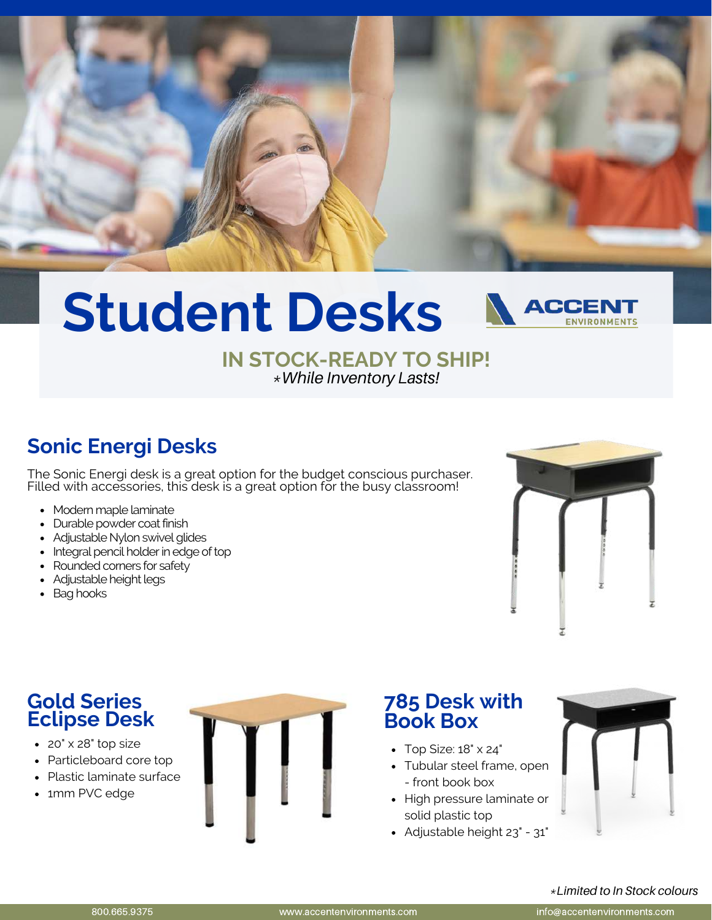# Student Desks

ACCENT ENVIRONMENTS

**IN STOCK-READY TO SHIP!**

*\*While Inventory Lasts!*

## Sonic Energi Desks

The Sonic Energi desk is a great option for the budget conscious purchaser. Filled with accessories, this desk is a great option for the busy classroom!

- Modern maple laminate
- Durable powder coat finish
- Adjustable Nylon swivel glides
- Integral pencil holder in edge of top
- Rounded corners for safety
- Adjustable height legs
- Bag hooks

## Gold Series Eclipse Desk

- 20" x 28" top size
- Particleboard core top
- Plastic laminate surface
- 1mm PVC edge

## 785 Desk with Book Box

- Top Size: 18" x 24"
- Tubular steel frame, open - front book box
- High pressure laminate or solid plastic top
- Adjustable height 23" - 31"

*\*Limited to In Stock colours*

800.665.9375 | www.accentenvironments.com | info@accentenvironments.com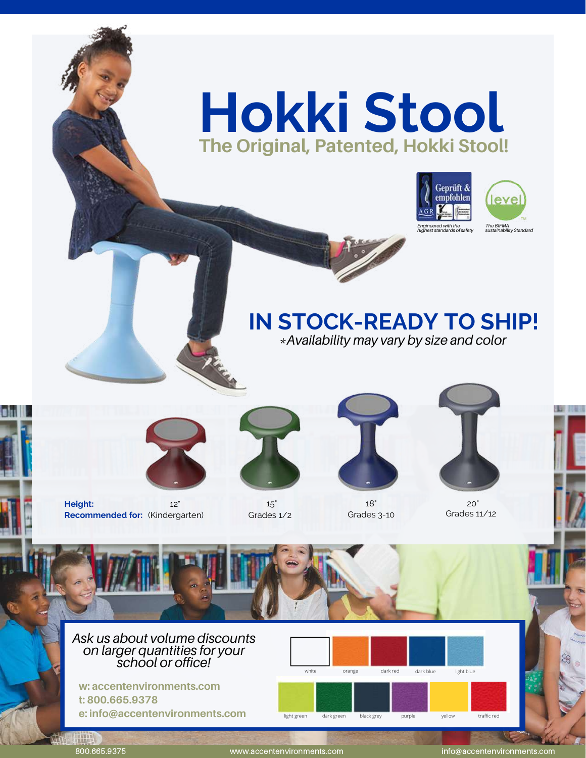# Hokki Stool

## The Original, Patented, Hokki Stool!

Geprüft & empfohlen

AGR

*Engineered with the highest standards of safety*

level

*The BIFMA sustainability Standard*

## IN STOCK-READY TO SHIP!

*\*Availability may vary by size and color*

| | | | | |
|---|---|---|---|---|
| **Height:** | 12" | 15" | 18" | 20" |
| **Recommended for:** | (Kindergarten) | Grades 1/2 | Grades 3-10 | Grades 11/12 |

*Ask us about volume discounts on larger quantities for your school or office!*

**w: accentenvironments.com**
**t: 800.665.9378**
**e: info@accentenvironments.com**

white, orange, dark red, dark blue, light blue

light green, dark green, black grey, purple, yellow, traffic red

800.665.9375 www.accentenvironments.com info@accentenvironments.com